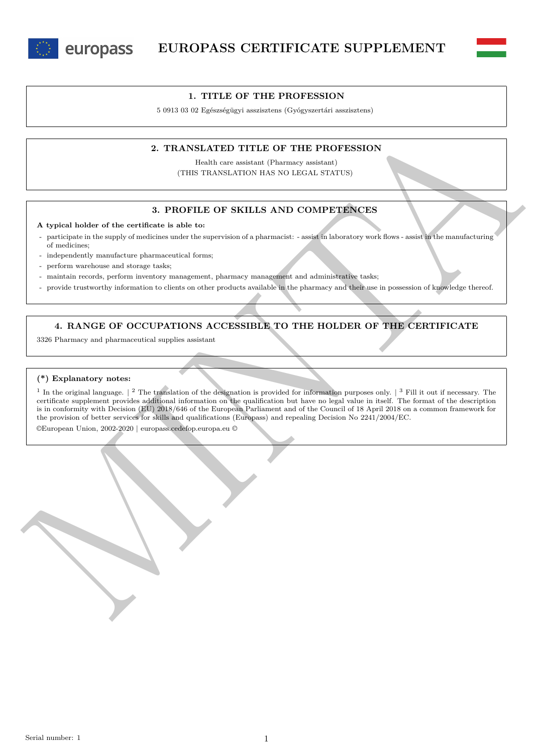# EUROPASS CERTIFICATE SUPPLEMENT

## 1. TITLE OF THE PROFESSION

5 0913 03 02 Egészségügyi asszisztens (Gyógyszertári asszisztens)

## 2. TRANSLATED TITLE OF THE PROFESSION

Health care assistant (Pharmacy assistant)
(THIS TRANSLATION HAS NO LEGAL STATUS)

## 3. PROFILE OF SKILLS AND COMPETENCES

**A typical holder of the certificate is able to:**

- participate in the supply of medicines under the supervision of a pharmacist: - assist in laboratory work flows - assist in the manufacturing of medicines;
- independently manufacture pharmaceutical forms;
- perform warehouse and storage tasks;
- maintain records, perform inventory management, pharmacy management and administrative tasks;
- provide trustworthy information to clients on other products available in the pharmacy and their use in possession of knowledge thereof.

## 4. RANGE OF OCCUPATIONS ACCESSIBLE TO THE HOLDER OF THE CERTIFICATE

3326 Pharmacy and pharmaceutical supplies assistant

**(*) Explanatory notes:**

[1] In the original language. | [2] The translation of the designation is provided for information purposes only. | [3] Fill it out if necessary. The certificate supplement provides additional information on the qualification but have no legal value in itself. The format of the description is in conformity with Decision (EU) 2018/646 of the European Parliament and of the Council of 18 April 2018 on a common framework for the provision of better services for skills and qualifications (Europass) and repealing Decision No 2241/2004/EC.

©European Union, 2002-2020 | europass.cedefop.europa.eu ©

Serial number: 1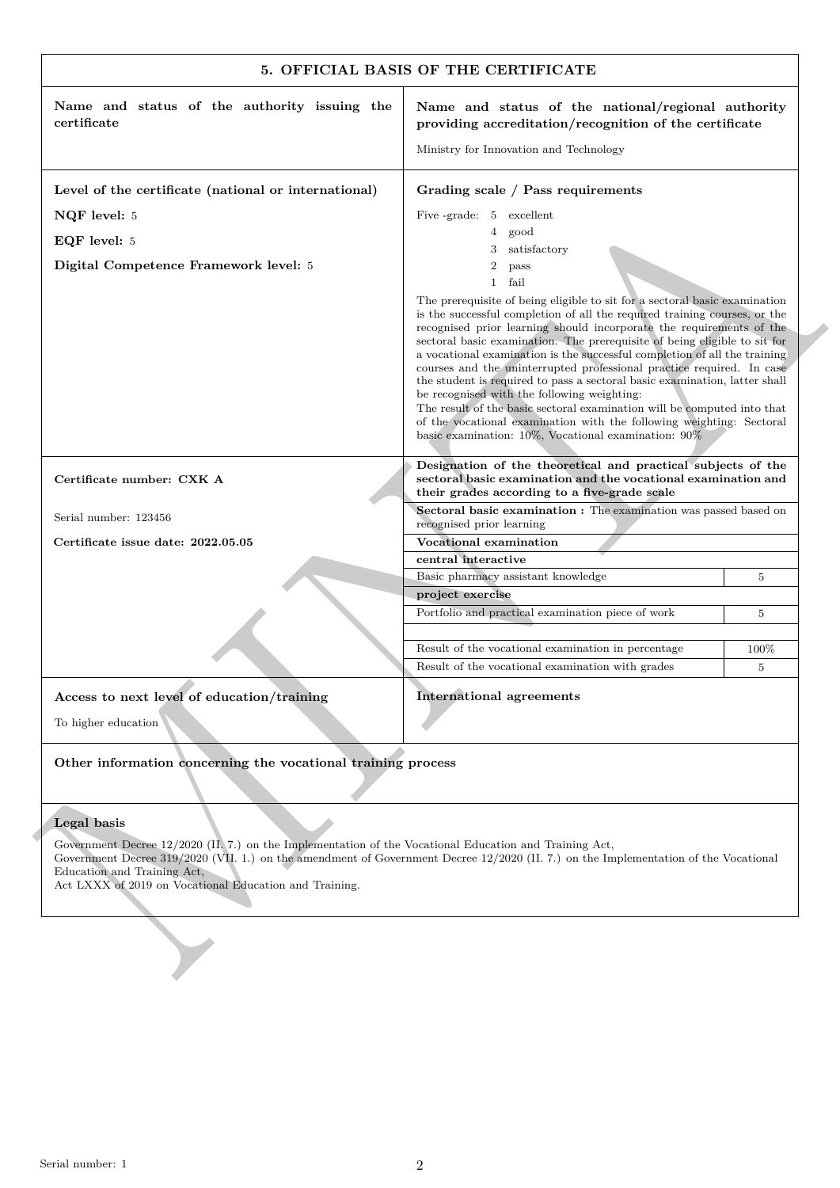## 5. OFFICIAL BASIS OF THE CERTIFICATE

| Name and status of the authority issuing the certificate | Name and status of the national/regional authority providing accreditation/recognition of the certificate |
|---|---|
| | Ministry for Innovation and Technology |

**Level of the certificate (national or international)**

**NQF level:** 5

**EQF level:** 5

**Digital Competence Framework level:** 5

**Grading scale / Pass requirements**

Five -grade:
- 5 excellent
- 4 good
- 3 satisfactory
- 2 pass
- 1 fail

The prerequisite of being eligible to sit for a sectoral basic examination is the successful completion of all the required training courses, or the recognised prior learning should incorporate the requirements of the sectoral basic examination. The prerequisite of being eligible to sit for a vocational examination is the successful completion of all the training courses and the uninterrupted professional practice required. In case the student is required to pass a sectoral basic examination, latter shall be recognised with the following weighting:
The result of the basic sectoral examination will be computed into that of the vocational examination with the following weighting: Sectoral basic examination: 10%, Vocational examination: 90%

**Certificate number: CXK A**

Serial number: 123456

**Certificate issue date: 2022.05.05**

**Designation of the theoretical and practical subjects of the sectoral basic examination and the vocational examination and their grades according to a five-grade scale**

**Sectoral basic examination :** The examination was passed based on recognised prior learning

| **Vocational examination** | |
|---|---|
| **central interactive** | |
| Basic pharmacy assistant knowledge | 5 |
| **project exercise** | |
| Portfolio and practical examination piece of work | 5 |
| | |
| Result of the vocational examination in percentage | 100% |
| Result of the vocational examination with grades | 5 |

**Access to next level of education/training**

To higher education

**International agreements**

**Other information concerning the vocational training process**

**Legal basis**

Government Decree 12/2020 (II. 7.) on the Implementation of the Vocational Education and Training Act,
Government Decree 319/2020 (VII. 1.) on the amendment of Government Decree 12/2020 (II. 7.) on the Implementation of the Vocational Education and Training Act,
Act LXXX of 2019 on Vocational Education and Training.

Serial number: 1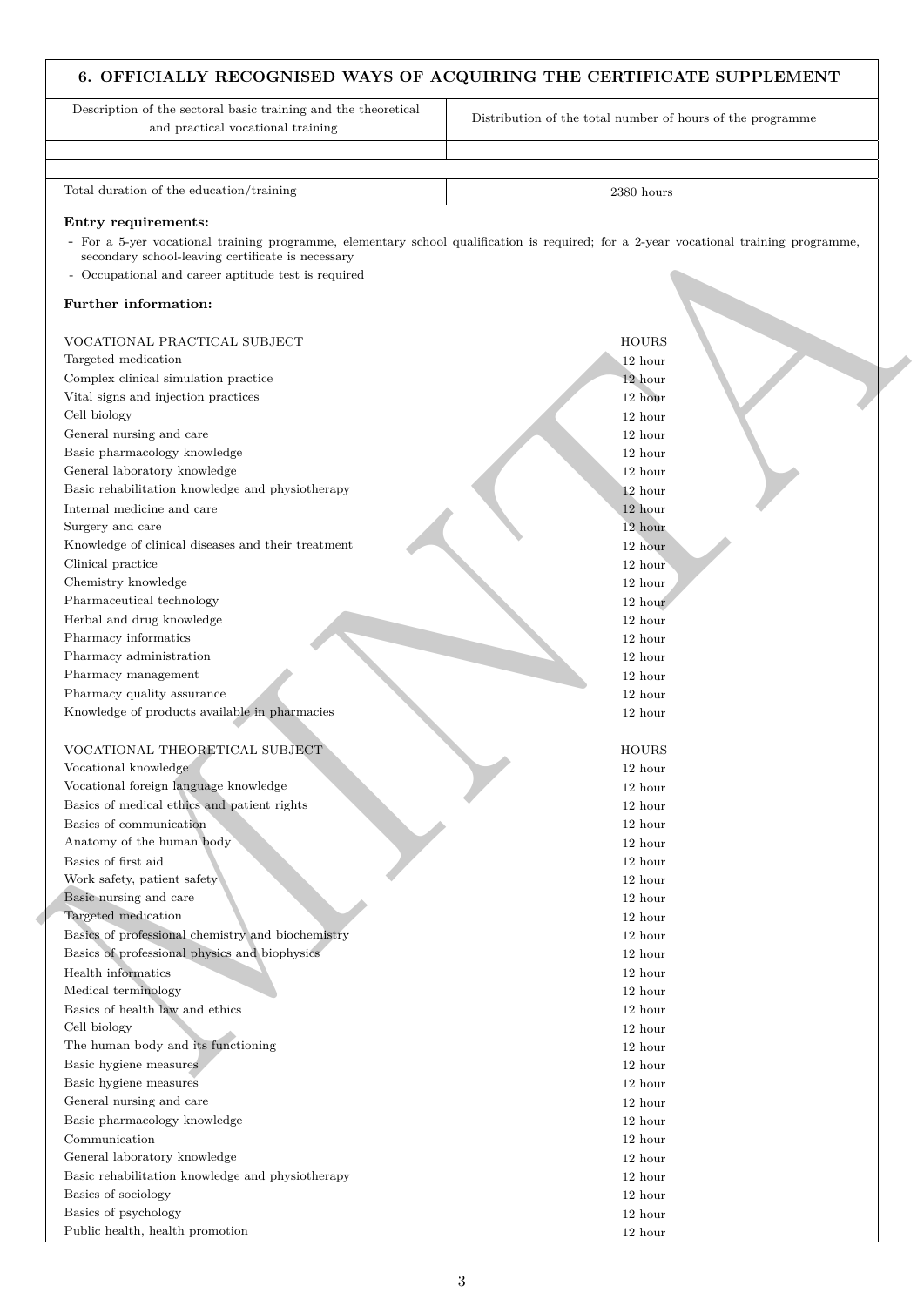## 6. OFFICIALLY RECOGNISED WAYS OF ACQUIRING THE CERTIFICATE SUPPLEMENT

| Description of the sectoral basic training and the theoretical and practical vocational training | Distribution of the total number of hours of the programme |
|---|---|
| | |
| | |
| Total duration of the education/training | 2380 hours |

**Entry requirements:**

- For a 5-yer vocational training programme, elementary school qualification is required; for a 2-year vocational training programme, secondary school-leaving certificate is necessary
- Occupational and career aptitude test is required

**Further information:**

| VOCATIONAL PRACTICAL SUBJECT | HOURS |
|---|---|
| Targeted medication | 12 hour |
| Complex clinical simulation practice | 12 hour |
| Vital signs and injection practices | 12 hour |
| Cell biology | 12 hour |
| General nursing and care | 12 hour |
| Basic pharmacology knowledge | 12 hour |
| General laboratory knowledge | 12 hour |
| Basic rehabilitation knowledge and physiotherapy | 12 hour |
| Internal medicine and care | 12 hour |
| Surgery and care | 12 hour |
| Knowledge of clinical diseases and their treatment | 12 hour |
| Clinical practice | 12 hour |
| Chemistry knowledge | 12 hour |
| Pharmaceutical technology | 12 hour |
| Herbal and drug knowledge | 12 hour |
| Pharmacy informatics | 12 hour |
| Pharmacy administration | 12 hour |
| Pharmacy management | 12 hour |
| Pharmacy quality assurance | 12 hour |
| Knowledge of products available in pharmacies | 12 hour |

| VOCATIONAL THEORETICAL SUBJECT | HOURS |
|---|---|
| Vocational knowledge | 12 hour |
| Vocational foreign language knowledge | 12 hour |
| Basics of medical ethics and patient rights | 12 hour |
| Basics of communication | 12 hour |
| Anatomy of the human body | 12 hour |
| Basics of first aid | 12 hour |
| Work safety, patient safety | 12 hour |
| Basic nursing and care | 12 hour |
| Targeted medication | 12 hour |
| Basics of professional chemistry and biochemistry | 12 hour |
| Basics of professional physics and biophysics | 12 hour |
| Health informatics | 12 hour |
| Medical terminology | 12 hour |
| Basics of health law and ethics | 12 hour |
| Cell biology | 12 hour |
| The human body and its functioning | 12 hour |
| Basic hygiene measures | 12 hour |
| Basic hygiene measures | 12 hour |
| General nursing and care | 12 hour |
| Basic pharmacology knowledge | 12 hour |
| Communication | 12 hour |
| General laboratory knowledge | 12 hour |
| Basic rehabilitation knowledge and physiotherapy | 12 hour |
| Basics of sociology | 12 hour |
| Basics of psychology | 12 hour |
| Public health, health promotion | 12 hour |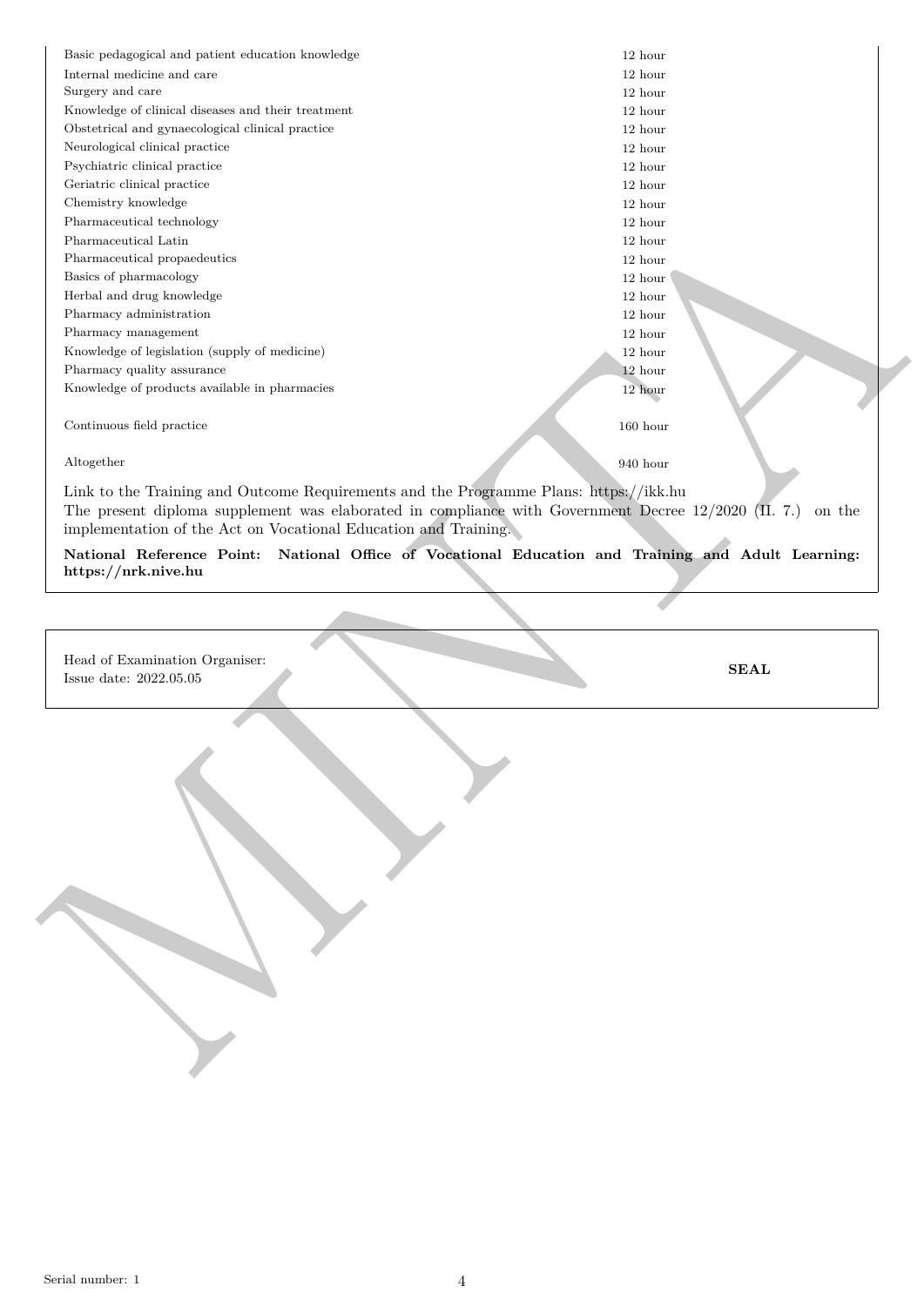| | |
|---|---|
| Basic pedagogical and patient education knowledge | 12 hour |
| Internal medicine and care | 12 hour |
| Surgery and care | 12 hour |
| Knowledge of clinical diseases and their treatment | 12 hour |
| Obstetrical and gynaecological clinical practice | 12 hour |
| Neurological clinical practice | 12 hour |
| Psychiatric clinical practice | 12 hour |
| Geriatric clinical practice | 12 hour |
| Chemistry knowledge | 12 hour |
| Pharmaceutical technology | 12 hour |
| Pharmaceutical Latin | 12 hour |
| Pharmaceutical propaedeutics | 12 hour |
| Basics of pharmacology | 12 hour |
| Herbal and drug knowledge | 12 hour |
| Pharmacy administration | 12 hour |
| Pharmacy management | 12 hour |
| Knowledge of legislation (supply of medicine) | 12 hour |
| Pharmacy quality assurance | 12 hour |
| Knowledge of products available in pharmacies | 12 hour |
| Continuous field practice | 160 hour |
| Altogether | 940 hour |

Link to the Training and Outcome Requirements and the Programme Plans: https://ikk.hu
The present diploma supplement was elaborated in compliance with Government Decree 12/2020 (II. 7.) on the implementation of the Act on Vocational Education and Training.

**National Reference Point: National Office of Vocational Education and Training and Adult Learning: https://nrk.nive.hu**

Head of Examination Organiser:
Issue date: 2022.05.05

**SEAL**

MINTA

Serial number: 1